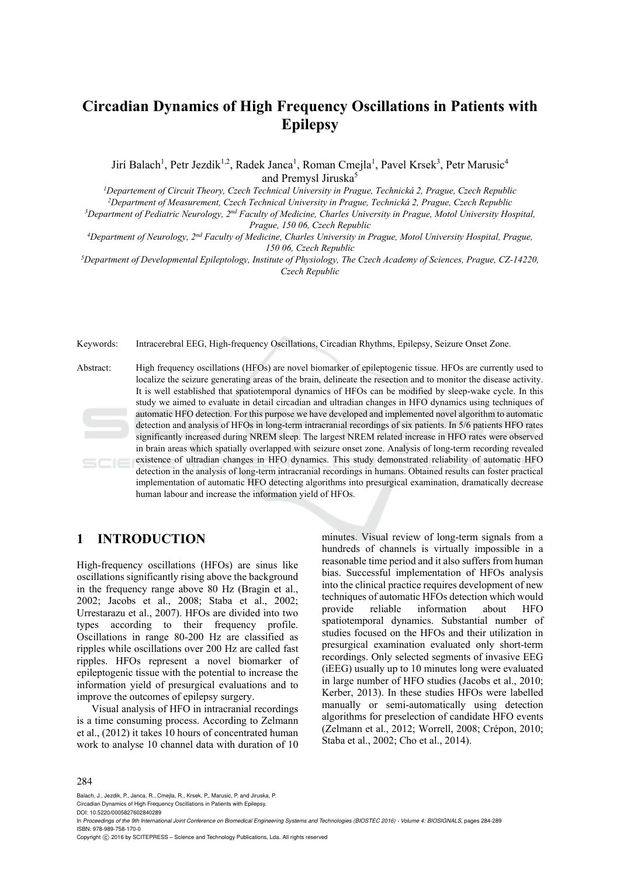# Circadian Dynamics of High Frequency Oscillations in Patients with Epilepsy

Jirí Balach[1], Petr Jezdik[1,2], Radek Janca[1], Roman Cmejla[1], Pavel Krsek[3], Petr Marusic[4] and Premysl Jiruska[5]

[1]*Departement of Circuit Theory, Czech Technical University in Prague, Technická 2, Prague, Czech Republic*
[2]*Department of Measurement, Czech Technical University in Prague, Technická 2, Prague, Czech Republic*
[3]*Department of Pediatric Neurology, 2nd Faculty of Medicine, Charles University in Prague, Motol University Hospital, Prague, 150 06, Czech Republic*
[4]*Department of Neurology, 2nd Faculty of Medicine, Charles University in Prague, Motol University Hospital, Prague, 150 06, Czech Republic*
[5]*Department of Developmental Epileptology, Institute of Physiology, The Czech Academy of Sciences, Prague, CZ-14220, Czech Republic*

Keywords: Intracerebral EEG, High-frequency Oscillations, Circadian Rhythms, Epilepsy, Seizure Onset Zone.

Abstract: High frequency oscillations (HFOs) are novel biomarker of epileptogenic tissue. HFOs are currently used to localize the seizure generating areas of the brain, delineate the resection and to monitor the disease activity. It is well established that spatiotemporal dynamics of HFOs can be modified by sleep-wake cycle. In this study we aimed to evaluate in detail circadian and ultradian changes in HFO dynamics using techniques of automatic HFO detection. For this purpose we have developed and implemented novel algorithm to automatic detection and analysis of HFOs in long-term intracranial recordings of six patients. In 5/6 patients HFO rates significantly increased during NREM sleep. The largest NREM related increase in HFO rates were observed in brain areas which spatially overlapped with seizure onset zone. Analysis of long-term recording revealed existence of ultradian changes in HFO dynamics. This study demonstrated reliability of automatic HFO detection in the analysis of long-term intracranial recordings in humans. Obtained results can foster practical implementation of automatic HFO detecting algorithms into presurgical examination, dramatically decrease human labour and increase the information yield of HFOs.

## 1 INTRODUCTION

High-frequency oscillations (HFOs) are sinus like oscillations significantly rising above the background in the frequency range above 80 Hz (Bragin et al., 2002; Jacobs et al., 2008; Staba et al., 2002; Urrestarazu et al., 2007). HFOs are divided into two types according to their frequency profile. Oscillations in range 80-200 Hz are classified as ripples while oscillations over 200 Hz are called fast ripples. HFOs represent a novel biomarker of epileptogenic tissue with the potential to increase the information yield of presurgical evaluations and to improve the outcomes of epilepsy surgery.

Visual analysis of HFO in intracranial recordings is a time consuming process. According to Zelmann et al., (2012) it takes 10 hours of concentrated human work to analyse 10 channel data with duration of 10 minutes. Visual review of long-term signals from a hundreds of channels is virtually impossible in a reasonable time period and it also suffers from human bias. Successful implementation of HFOs analysis into the clinical practice requires development of new techniques of automatic HFOs detection which would provide reliable information about HFO spatiotemporal dynamics. Substantial number of studies focused on the HFOs and their utilization in presurgical examination evaluated only short-term recordings. Only selected segments of invasive EEG (iEEG) usually up to 10 minutes long were evaluated in large number of HFO studies (Jacobs et al., 2010; Kerber, 2013). In these studies HFOs were labelled manually or semi-automatically using detection algorithms for preselection of candidate HFO events (Zelmann et al., 2012; Worrell, 2008; Crépon, 2010; Staba et al., 2002; Cho et al., 2014).

Balach, J., Jezdik, P., Janca, R., Cmejla, R., Krsek, P., Marusic, P. and Jiruska, P.
Circadian Dynamics of High Frequency Oscillations in Patients with Epilepsy.
DOI: 10.5220/0005827602840289
In *Proceedings of the 9th International Joint Conference on Biomedical Engineering Systems and Technologies (BIOSTEC 2016) - Volume 4: BIOSIGNALS*, pages 284-289
ISBN: 978-989-758-170-0
Copyright © 2016 by SCITEPRESS – Science and Technology Publications, Lda. All rights reserved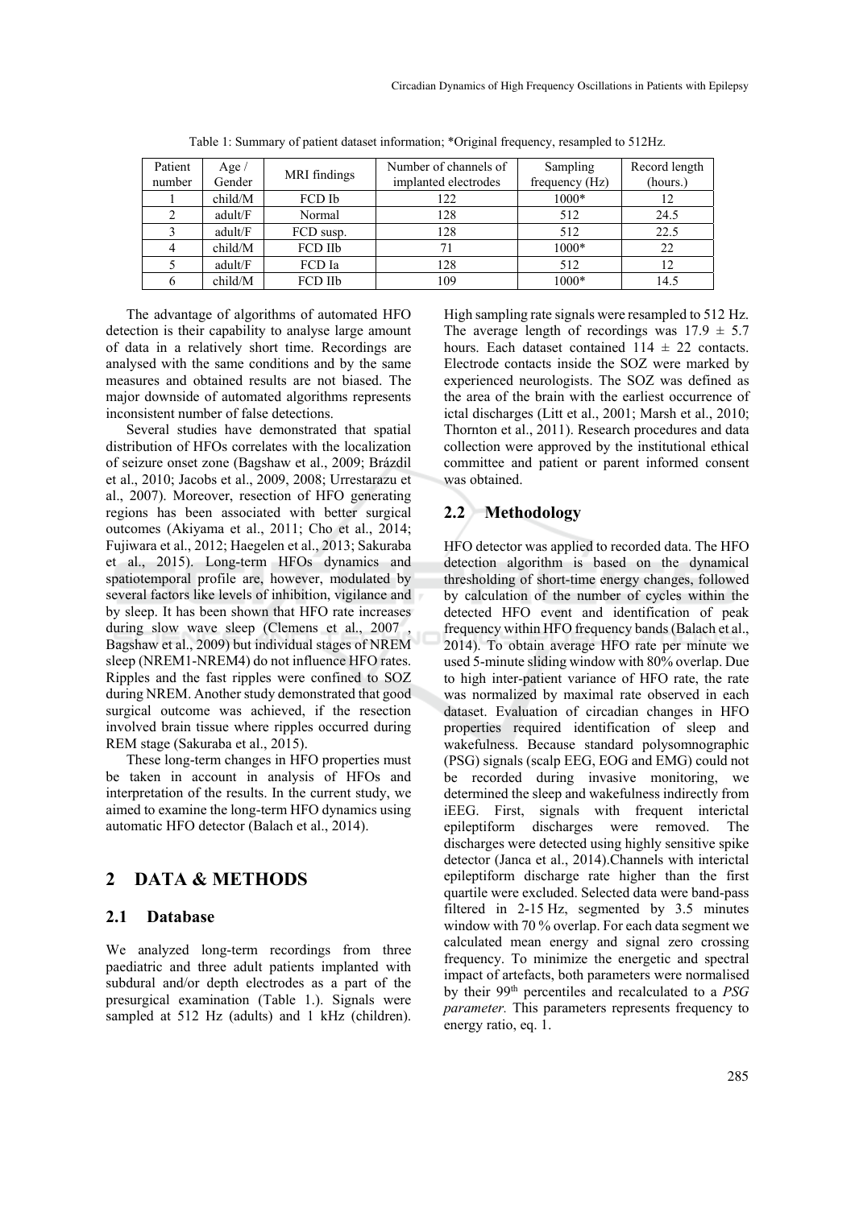Table 1: Summary of patient dataset information; *Original frequency, resampled to 512Hz.

| Patient number | Age / Gender | MRI findings | Number of channels of implanted electrodes | Sampling frequency (Hz) | Record length (hours.) |
|---|---|---|---|---|---|
| 1 | child/M | FCD Ib | 122 | 1000* | 12 |
| 2 | adult/F | Normal | 128 | 512 | 24.5 |
| 3 | adult/F | FCD susp. | 128 | 512 | 22.5 |
| 4 | child/M | FCD IIb | 71 | 1000* | 22 |
| 5 | adult/F | FCD Ia | 128 | 512 | 12 |
| 6 | child/M | FCD IIb | 109 | 1000* | 14.5 |

The advantage of algorithms of automated HFO detection is their capability to analyse large amount of data in a relatively short time. Recordings are analysed with the same conditions and by the same measures and obtained results are not biased. The major downside of automated algorithms represents inconsistent number of false detections.

Several studies have demonstrated that spatial distribution of HFOs correlates with the localization of seizure onset zone (Bagshaw et al., 2009; Brázdil et al., 2010; Jacobs et al., 2009, 2008; Urrestarazu et al., 2007). Moreover, resection of HFO generating regions has been associated with better surgical outcomes (Akiyama et al., 2011; Cho et al., 2014; Fujiwara et al., 2012; Haegelen et al., 2013; Sakuraba et al., 2015). Long-term HFOs dynamics and spatiotemporal profile are, however, modulated by several factors like levels of inhibition, vigilance and by sleep. It has been shown that HFO rate increases during slow wave sleep (Clemens et al., 2007 , Bagshaw et al., 2009) but individual stages of NREM sleep (NREM1-NREM4) do not influence HFO rates. Ripples and the fast ripples were confined to SOZ during NREM. Another study demonstrated that good surgical outcome was achieved, if the resection involved brain tissue where ripples occurred during REM stage (Sakuraba et al., 2015).

These long-term changes in HFO properties must be taken in account in analysis of HFOs and interpretation of the results. In the current study, we aimed to examine the long-term HFO dynamics using automatic HFO detector (Balach et al., 2014).

## 2 DATA & METHODS

### 2.1 Database

We analyzed long-term recordings from three paediatric and three adult patients implanted with subdural and/or depth electrodes as a part of the presurgical examination (Table 1.). Signals were sampled at 512 Hz (adults) and 1 kHz (children). High sampling rate signals were resampled to 512 Hz. The average length of recordings was 17.9 ± 5.7 hours. Each dataset contained 114 ± 22 contacts. Electrode contacts inside the SOZ were marked by experienced neurologists. The SOZ was defined as the area of the brain with the earliest occurrence of ictal discharges (Litt et al., 2001; Marsh et al., 2010; Thornton et al., 2011). Research procedures and data collection were approved by the institutional ethical committee and patient or parent informed consent was obtained.

### 2.2 Methodology

HFO detector was applied to recorded data. The HFO detection algorithm is based on the dynamical thresholding of short-time energy changes, followed by calculation of the number of cycles within the detected HFO event and identification of peak frequency within HFO frequency bands (Balach et al., 2014). To obtain average HFO rate per minute we used 5-minute sliding window with 80% overlap. Due to high inter-patient variance of HFO rate, the rate was normalized by maximal rate observed in each dataset. Evaluation of circadian changes in HFO properties required identification of sleep and wakefulness. Because standard polysomnographic (PSG) signals (scalp EEG, EOG and EMG) could not be recorded during invasive monitoring, we determined the sleep and wakefulness indirectly from iEEG. First, signals with frequent interictal epileptiform discharges were removed. The discharges were detected using highly sensitive spike detector (Janca et al., 2014).Channels with interictal epileptiform discharge rate higher than the first quartile were excluded. Selected data were band-pass filtered in 2-15 Hz, segmented by 3.5 minutes window with 70 % overlap. For each data segment we calculated mean energy and signal zero crossing frequency. To minimize the energetic and spectral impact of artefacts, both parameters were normalised by their 99$^{th}$ percentiles and recalculated to a *PSG parameter.* This parameters represents frequency to energy ratio, eq. 1.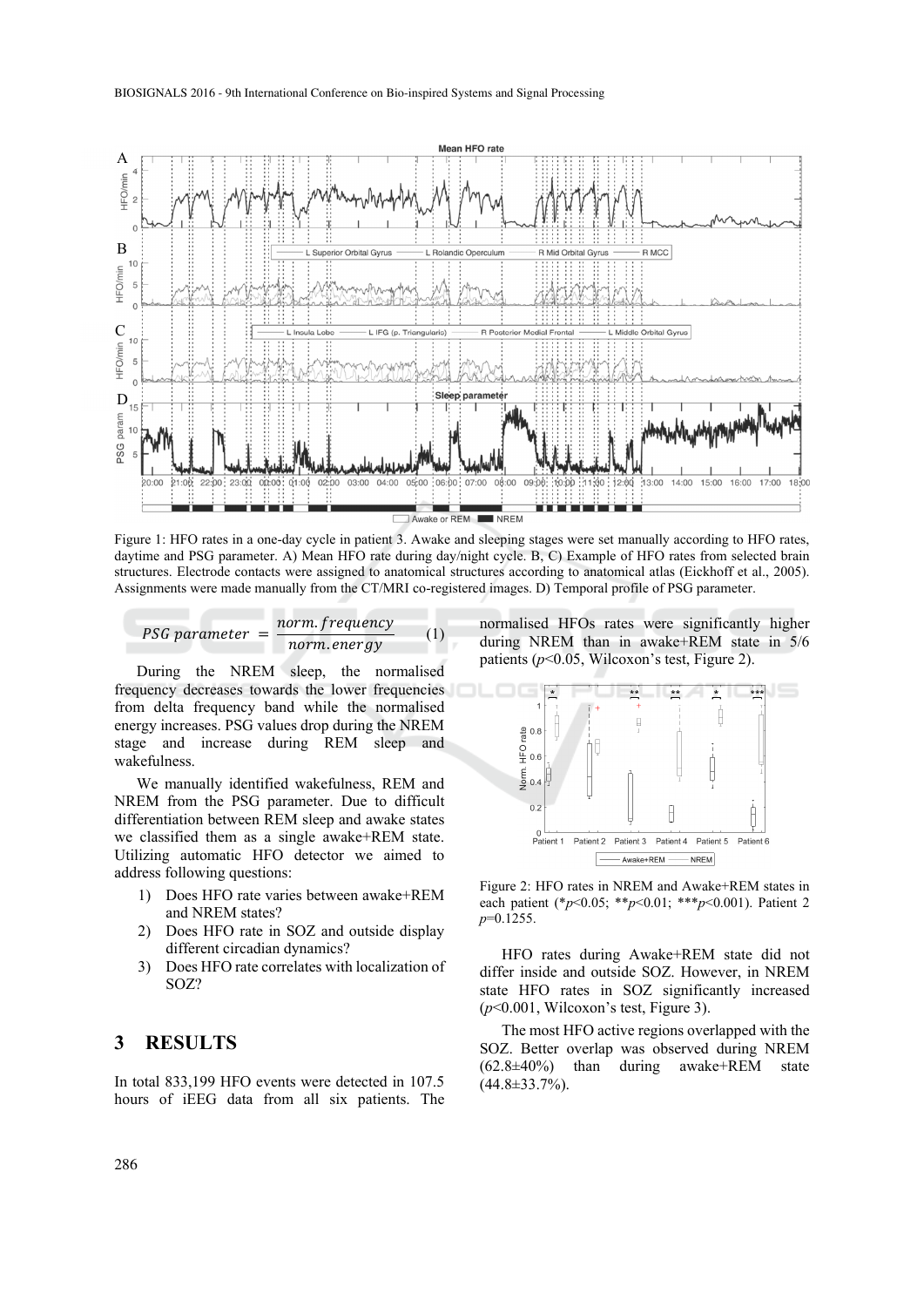Figure 1: HFO rates in a one-day cycle in patient 3. Awake and sleeping stages were set manually according to HFO rates, daytime and PSG parameter. A) Mean HFO rate during day/night cycle. B, C) Example of HFO rates from selected brain structures. Electrode contacts were assigned to anatomical structures according to anatomical atlas (Eickhoff et al., 2005). Assignments were made manually from the CT/MRI co-registered images. D) Temporal profile of PSG parameter.

$$PSG\ parameter = \frac{norm.frequency}{norm.energy} \quad (1)$$

During the NREM sleep, the normalised frequency decreases towards the lower frequencies from delta frequency band while the normalised energy increases. PSG values drop during the NREM stage and increase during REM sleep and wakefulness.

We manually identified wakefulness, REM and NREM from the PSG parameter. Due to difficult differentiation between REM sleep and awake states we classified them as a single awake+REM state. Utilizing automatic HFO detector we aimed to address following questions:

1) Does HFO rate varies between awake+REM and NREM states?
2) Does HFO rate in SOZ and outside display different circadian dynamics?
3) Does HFO rate correlates with localization of SOZ?

## 3 RESULTS

In total 833,199 HFO events were detected in 107.5 hours of iEEG data from all six patients. The normalised HFOs rates were significantly higher during NREM than in awake+REM state in 5/6 patients ($p<0.05$, Wilcoxon's test, Figure 2).

Figure 2: HFO rates in NREM and Awake+REM states in each patient (*$p<0.05$; **$p<0.01$; ***$p<0.001$). Patient 2 $p=0.1255$.

HFO rates during Awake+REM state did not differ inside and outside SOZ. However, in NREM state HFO rates in SOZ significantly increased ($p<0.001$, Wilcoxon's test, Figure 3).

The most HFO active regions overlapped with the SOZ. Better overlap was observed during NREM (62.8±40%) than during awake+REM state (44.8±33.7%).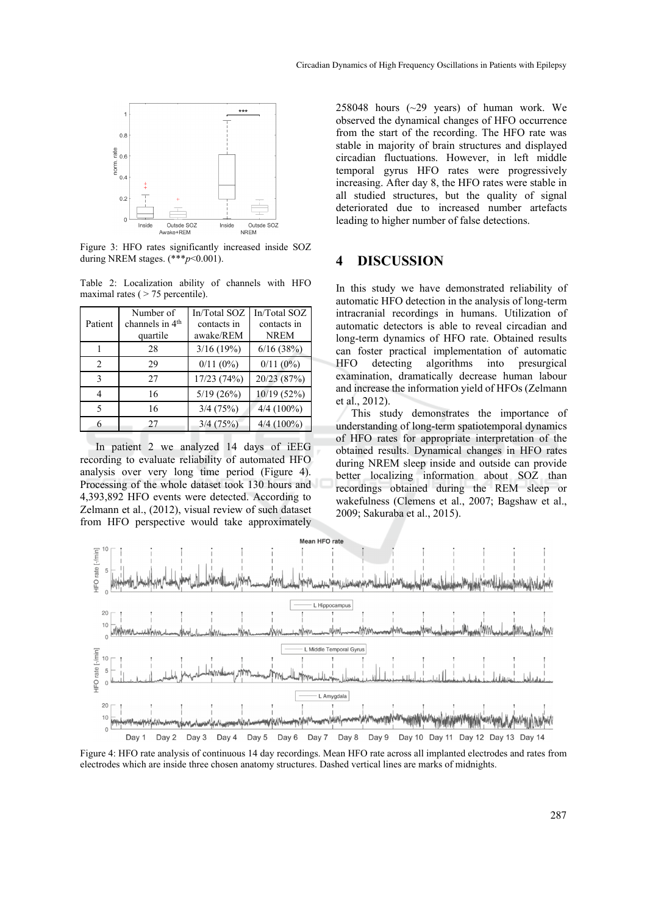Figure 3: HFO rates significantly increased inside SOZ during NREM stages. (\*\*\*$p$<0.001).

Table 2: Localization ability of channels with HFO maximal rates ( > 75 percentile).

| Patient | Number of channels in 4th quartile | In/Total SOZ contacts in awake/REM | In/Total SOZ contacts in NREM |
|---|---|---|---|
| 1 | 28 | 3/16 (19%) | 6/16 (38%) |
| 2 | 29 | 0/11 (0%) | 0/11 (0%) |
| 3 | 27 | 17/23 (74%) | 20/23 (87%) |
| 4 | 16 | 5/19 (26%) | 10/19 (52%) |
| 5 | 16 | 3/4 (75%) | 4/4 (100%) |
| 6 | 27 | 3/4 (75%) | 4/4 (100%) |

In patient 2 we analyzed 14 days of iEEG recording to evaluate reliability of automated HFO analysis over very long time period (Figure 4). Processing of the whole dataset took 130 hours and 4,393,892 HFO events were detected. According to Zelmann et al., (2012), visual review of such dataset from HFO perspective would take approximately 258048 hours (~29 years) of human work. We observed the dynamical changes of HFO occurrence from the start of the recording. The HFO rate was stable in majority of brain structures and displayed circadian fluctuations. However, in left middle temporal gyrus HFO rates were progressively increasing. After day 8, the HFO rates were stable in all studied structures, but the quality of signal deteriorated due to increased number artefacts leading to higher number of false detections.

## 4 DISCUSSION

In this study we have demonstrated reliability of automatic HFO detection in the analysis of long-term intracranial recordings in humans. Utilization of automatic detectors is able to reveal circadian and long-term dynamics of HFO rate. Obtained results can foster practical implementation of automatic HFO detecting algorithms into presurgical examination, dramatically decrease human labour and increase the information yield of HFOs (Zelmann et al., 2012).

This study demonstrates the importance of understanding of long-term spatiotemporal dynamics of HFO rates for appropriate interpretation of the obtained results. Dynamical changes in HFO rates during NREM sleep inside and outside can provide better localizing information about SOZ than recordings obtained during the REM sleep or wakefulness (Clemens et al., 2007; Bagshaw et al., 2009; Sakuraba et al., 2015).

Figure 4: HFO rate analysis of continuous 14 day recordings. Mean HFO rate across all implanted electrodes and rates from electrodes which are inside three chosen anatomy structures. Dashed vertical lines are marks of midnights.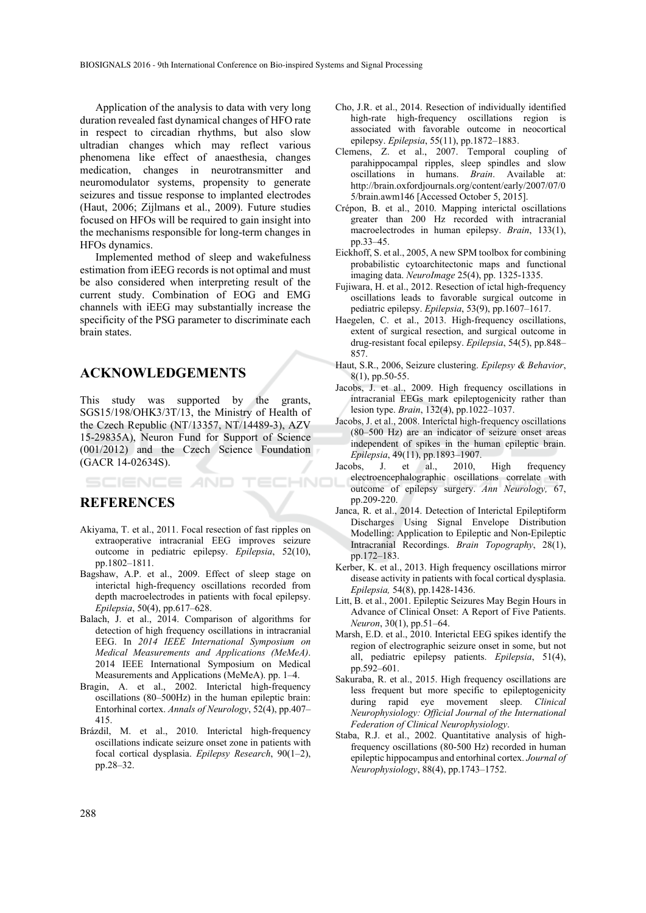Application of the analysis to data with very long duration revealed fast dynamical changes of HFO rate in respect to circadian rhythms, but also slow ultradian changes which may reflect various phenomena like effect of anaesthesia, changes medication, changes in neurotransmitter and neuromodulator systems, propensity to generate seizures and tissue response to implanted electrodes (Haut, 2006; Zijlmans et al., 2009). Future studies focused on HFOs will be required to gain insight into the mechanisms responsible for long-term changes in HFOs dynamics.

Implemented method of sleep and wakefulness estimation from iEEG records is not optimal and must be also considered when interpreting result of the current study. Combination of EOG and EMG channels with iEEG may substantially increase the specificity of the PSG parameter to discriminate each brain states.

## ACKNOWLEDGEMENTS

This study was supported by the grants, SGS15/198/OHK3/3T/13, the Ministry of Health of the Czech Republic (NT/13357, NT/14489-3), AZV 15-29835A), Neuron Fund for Support of Science (001/2012) and the Czech Science Foundation (GACR 14-02634S).

## REFERENCES

Akiyama, T. et al., 2011. Focal resection of fast ripples on extraoperative intracranial EEG improves seizure outcome in pediatric epilepsy. *Epilepsia*, 52(10), pp.1802–1811.

Bagshaw, A.P. et al., 2009. Effect of sleep stage on interictal high-frequency oscillations recorded from depth macroelectrodes in patients with focal epilepsy. *Epilepsia*, 50(4), pp.617–628.

Balach, J. et al., 2014. Comparison of algorithms for detection of high frequency oscillations in intracranial EEG. In *2014 IEEE International Symposium on Medical Measurements and Applications (MeMeA)*. 2014 IEEE International Symposium on Medical Measurements and Applications (MeMeA). pp. 1–4.

Bragin, A. et al., 2002. Interictal high-frequency oscillations (80–500Hz) in the human epileptic brain: Entorhinal cortex. *Annals of Neurology*, 52(4), pp.407–415.

Brázdil, M. et al., 2010. Interictal high-frequency oscillations indicate seizure onset zone in patients with focal cortical dysplasia. *Epilepsy Research*, 90(1–2), pp.28–32.

Cho, J.R. et al., 2014. Resection of individually identified high-rate high-frequency oscillations region is associated with favorable outcome in neocortical epilepsy. *Epilepsia*, 55(11), pp.1872–1883.

Clemens, Z. et al., 2007. Temporal coupling of parahippocampal ripples, sleep spindles and slow oscillations in humans. *Brain*. Available at: http://brain.oxfordjournals.org/content/early/2007/07/05/brain.awm146 [Accessed October 5, 2015].

Crépon, B. et al., 2010. Mapping interictal oscillations greater than 200 Hz recorded with intracranial macroelectrodes in human epilepsy. *Brain*, 133(1), pp.33–45.

Eickhoff, S. et al., 2005, A new SPM toolbox for combining probabilistic cytoarchitectonic maps and functional imaging data. *NeuroImage* 25(4), pp. 1325-1335.

Fujiwara, H. et al., 2012. Resection of ictal high-frequency oscillations leads to favorable surgical outcome in pediatric epilepsy. *Epilepsia*, 53(9), pp.1607–1617.

Haegelen, C. et al., 2013. High-frequency oscillations, extent of surgical resection, and surgical outcome in drug-resistant focal epilepsy. *Epilepsia*, 54(5), pp.848–857.

Haut, S.R., 2006, Seizure clustering. *Epilepsy & Behavior*, 8(1), pp.50-55.

Jacobs, J. et al., 2009. High frequency oscillations in intracranial EEGs mark epileptogenicity rather than lesion type. *Brain*, 132(4), pp.1022–1037.

Jacobs, J. et al., 2008. Interictal high-frequency oscillations (80–500 Hz) are an indicator of seizure onset areas independent of spikes in the human epileptic brain. *Epilepsia*, 49(11), pp.1893–1907.

Jacobs, J. et al., 2010, High frequency electroencephalographic oscillations correlate with outcome of epilepsy surgery. *Ann Neurology,* 67, pp.209-220.

Janca, R. et al., 2014. Detection of Interictal Epileptiform Discharges Using Signal Envelope Distribution Modelling: Application to Epileptic and Non-Epileptic Intracranial Recordings. *Brain Topography*, 28(1), pp.172–183.

Kerber, K. et al., 2013. High frequency oscillations mirror disease activity in patients with focal cortical dysplasia. *Epilepsia,* 54(8), pp.1428-1436.

Litt, B. et al., 2001. Epileptic Seizures May Begin Hours in Advance of Clinical Onset: A Report of Five Patients. *Neuron*, 30(1), pp.51–64.

Marsh, E.D. et al., 2010. Interictal EEG spikes identify the region of electrographic seizure onset in some, but not all, pediatric epilepsy patients. *Epilepsia*, 51(4), pp.592–601.

Sakuraba, R. et al., 2015. High frequency oscillations are less frequent but more specific to epileptogenicity during rapid eye movement sleep. *Clinical Neurophysiology: Official Journal of the International Federation of Clinical Neurophysiology*.

Staba, R.J. et al., 2002. Quantitative analysis of high-frequency oscillations (80-500 Hz) recorded in human epileptic hippocampus and entorhinal cortex. *Journal of Neurophysiology*, 88(4), pp.1743–1752.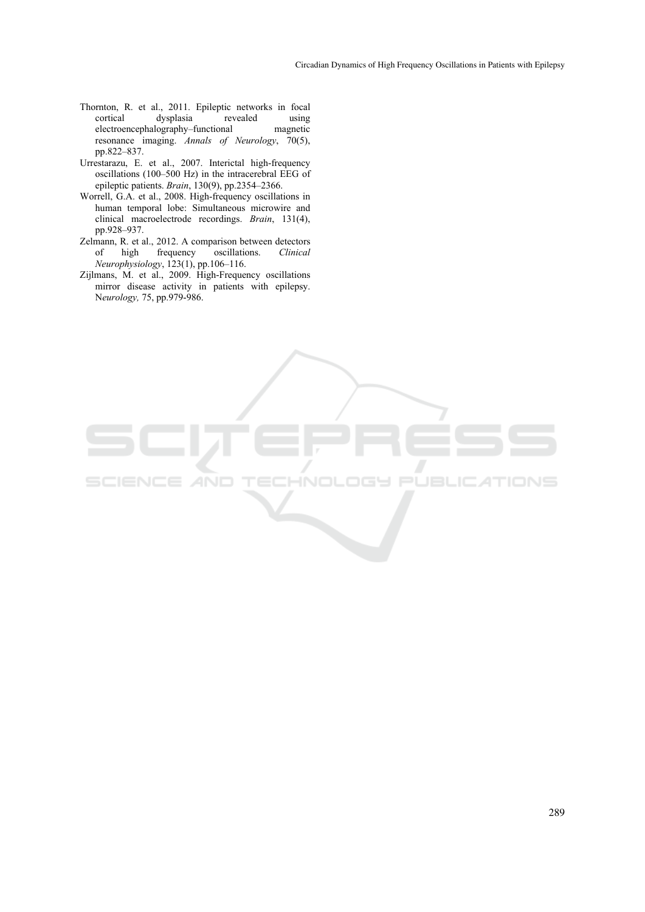Thornton, R. et al., 2011. Epileptic networks in focal cortical dysplasia revealed using electroencephalography–functional magnetic resonance imaging. *Annals of Neurology*, 70(5), pp.822–837.

Urrestarazu, E. et al., 2007. Interictal high-frequency oscillations (100–500 Hz) in the intracerebral EEG of epileptic patients. *Brain*, 130(9), pp.2354–2366.

Worrell, G.A. et al., 2008. High-frequency oscillations in human temporal lobe: Simultaneous microwire and clinical macroelectrode recordings. *Brain*, 131(4), pp.928–937.

Zelmann, R. et al., 2012. A comparison between detectors of high frequency oscillations. *Clinical Neurophysiology*, 123(1), pp.106–116.

Zijlmans, M. et al., 2009. High-Frequency oscillations mirror disease activity in patients with epilepsy. N*eurology,* 75, pp.979-986.